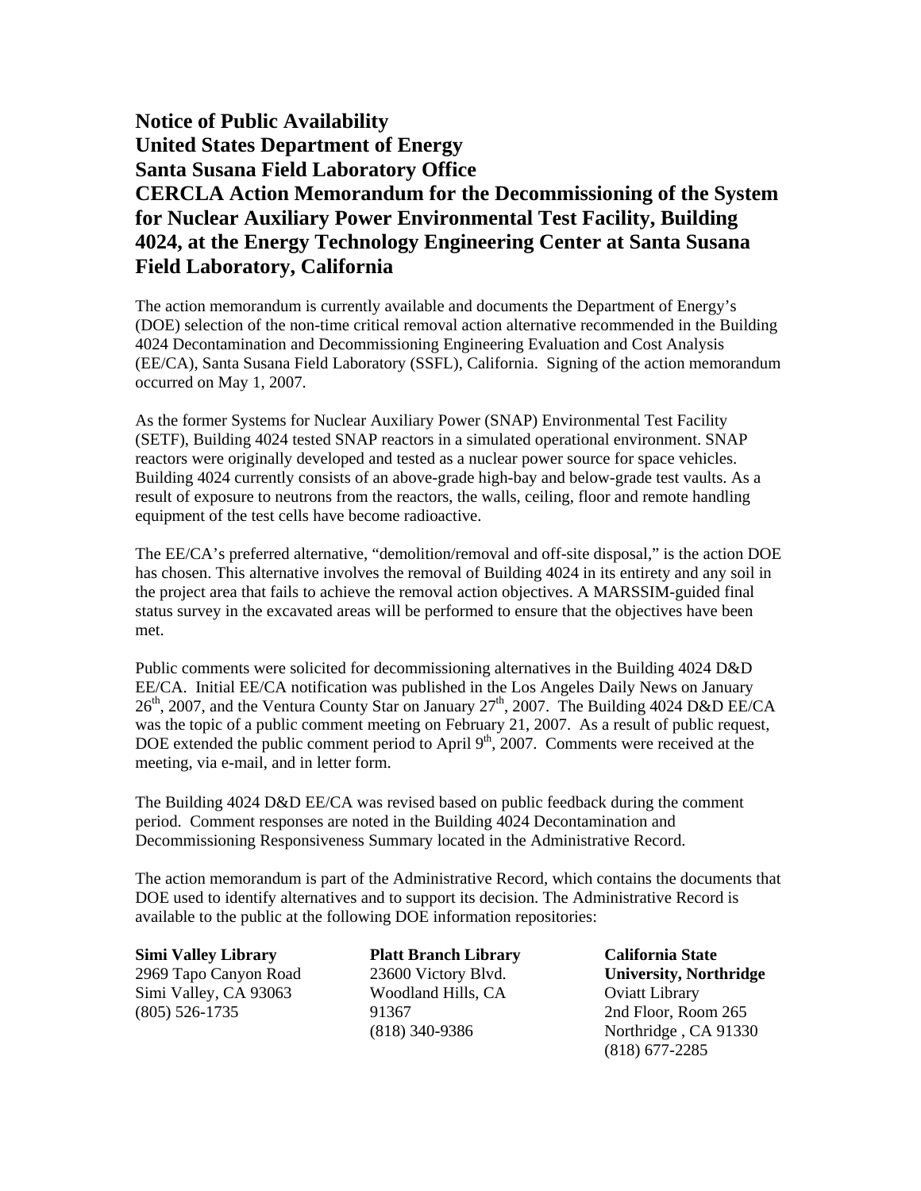# Notice of Public Availability
# United States Department of Energy
# Santa Susana Field Laboratory Office
# CERCLA Action Memorandum for the Decommissioning of the System for Nuclear Auxiliary Power Environmental Test Facility, Building 4024, at the Energy Technology Engineering Center at Santa Susana Field Laboratory, California

The action memorandum is currently available and documents the Department of Energy's (DOE) selection of the non-time critical removal action alternative recommended in the Building 4024 Decontamination and Decommissioning Engineering Evaluation and Cost Analysis (EE/CA), Santa Susana Field Laboratory (SSFL), California. Signing of the action memorandum occurred on May 1, 2007.

As the former Systems for Nuclear Auxiliary Power (SNAP) Environmental Test Facility (SETF), Building 4024 tested SNAP reactors in a simulated operational environment. SNAP reactors were originally developed and tested as a nuclear power source for space vehicles. Building 4024 currently consists of an above-grade high-bay and below-grade test vaults. As a result of exposure to neutrons from the reactors, the walls, ceiling, floor and remote handling equipment of the test cells have become radioactive.

The EE/CA's preferred alternative, "demolition/removal and off-site disposal," is the action DOE has chosen. This alternative involves the removal of Building 4024 in its entirety and any soil in the project area that fails to achieve the removal action objectives. A MARSSIM-guided final status survey in the excavated areas will be performed to ensure that the objectives have been met.

Public comments were solicited for decommissioning alternatives in the Building 4024 D&D EE/CA. Initial EE/CA notification was published in the Los Angeles Daily News on January 26th, 2007, and the Ventura County Star on January 27th, 2007. The Building 4024 D&D EE/CA was the topic of a public comment meeting on February 21, 2007. As a result of public request, DOE extended the public comment period to April 9th, 2007. Comments were received at the meeting, via e-mail, and in letter form.

The Building 4024 D&D EE/CA was revised based on public feedback during the comment period. Comment responses are noted in the Building 4024 Decontamination and Decommissioning Responsiveness Summary located in the Administrative Record.

The action memorandum is part of the Administrative Record, which contains the documents that DOE used to identify alternatives and to support its decision. The Administrative Record is available to the public at the following DOE information repositories:

**Simi Valley Library**
2969 Tapo Canyon Road
Simi Valley, CA 93063
(805) 526-1735

**Platt Branch Library**
23600 Victory Blvd.
Woodland Hills, CA 91367
(818) 340-9386

**California State University, Northridge**
Oviatt Library
2nd Floor, Room 265
Northridge , CA 91330
(818) 677-2285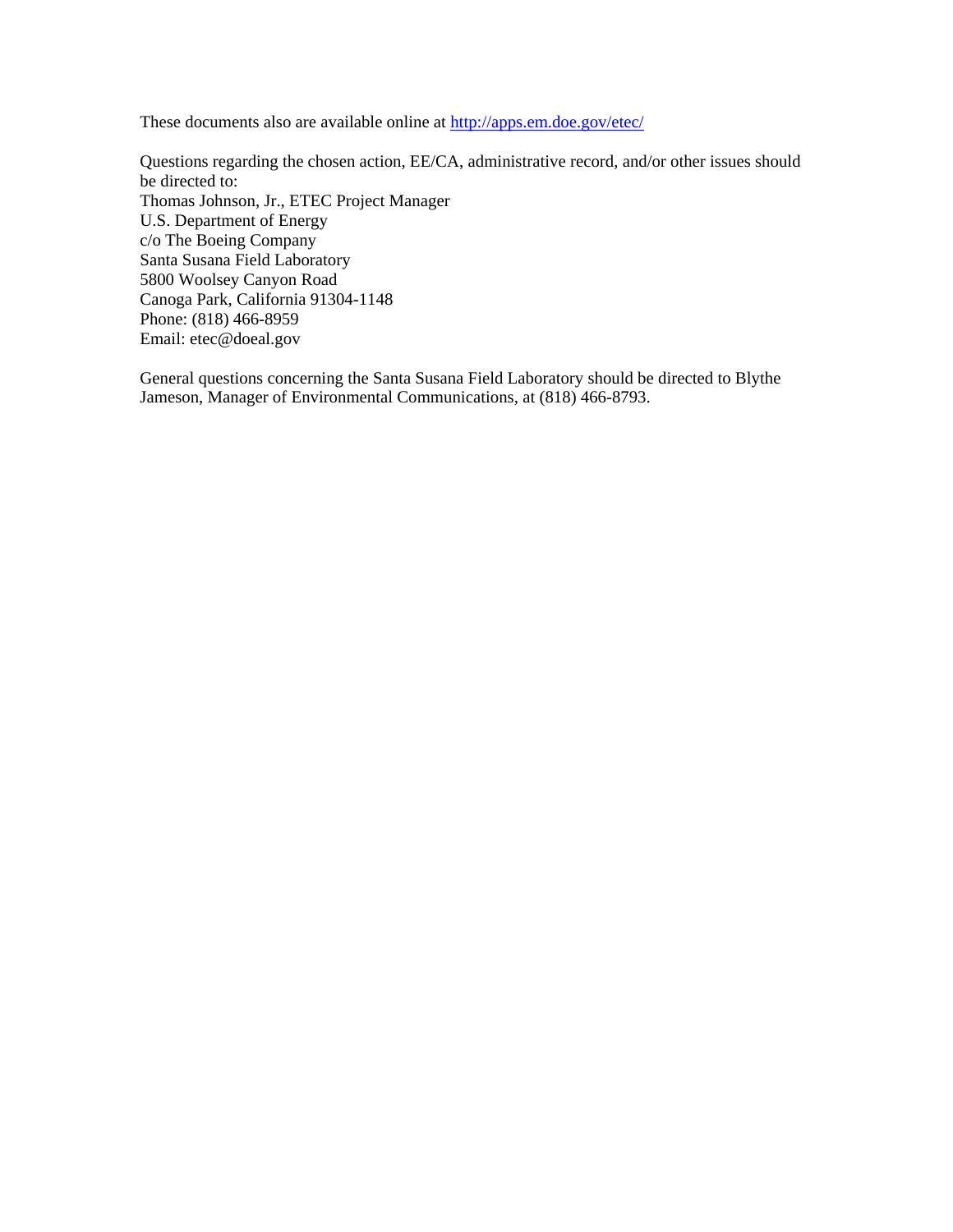These documents also are available online at http://apps.em.doe.gov/etec/

Questions regarding the chosen action, EE/CA, administrative record, and/or other issues should be directed to:
Thomas Johnson, Jr., ETEC Project Manager
U.S. Department of Energy
c/o The Boeing Company
Santa Susana Field Laboratory
5800 Woolsey Canyon Road
Canoga Park, California 91304-1148
Phone: (818) 466-8959
Email: etec@doeal.gov

General questions concerning the Santa Susana Field Laboratory should be directed to Blythe Jameson, Manager of Environmental Communications, at (818) 466-8793.